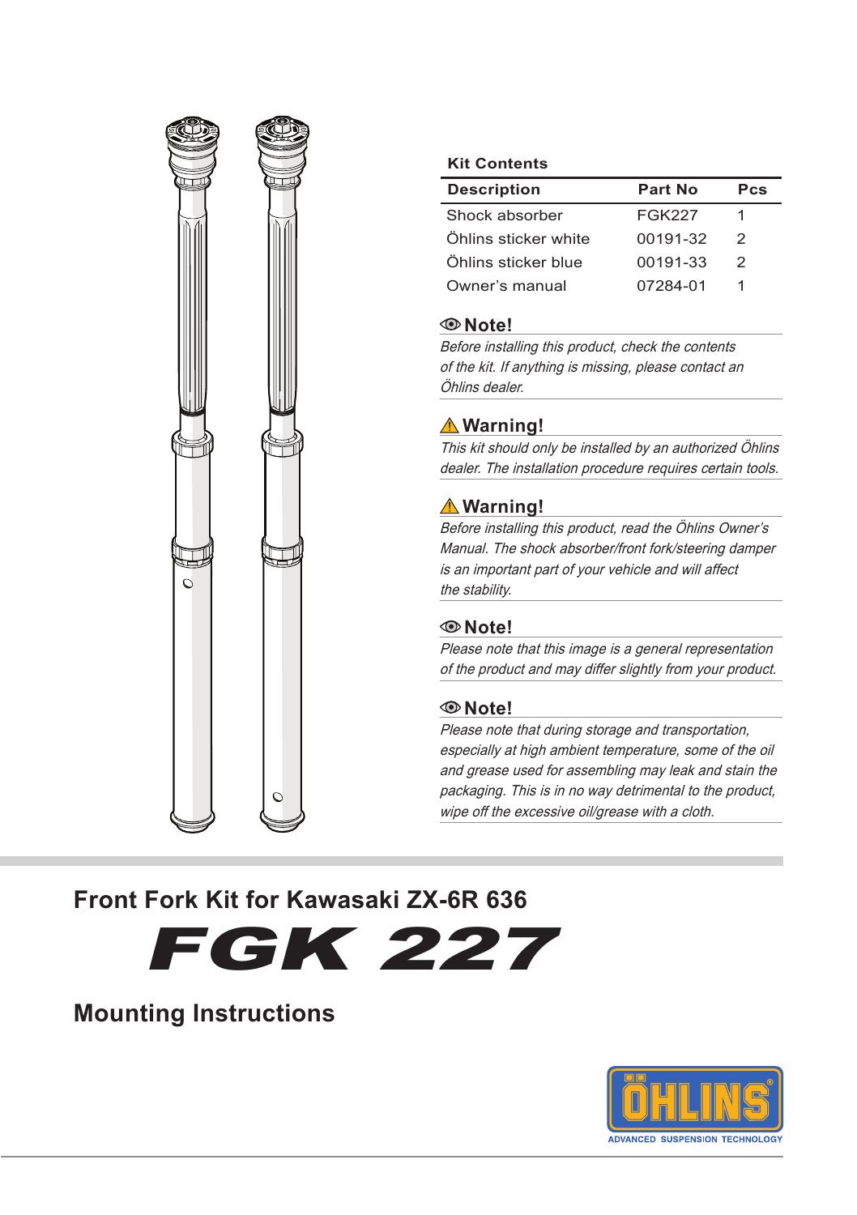### Kit Contents

| Description | Part No | Pcs |
|---|---|---|
| Shock absorber | FGK227 | 1 |
| Öhlins sticker white | 00191-32 | 2 |
| Öhlins sticker blue | 00191-33 | 2 |
| Owner's manual | 07284-01 | 1 |

**Note!**

*Before installing this product, check the contents of the kit. If anything is missing, please contact an Öhlins dealer.*

**⚠ Warning!**

*This kit should only be installed by an authorized Öhlins dealer. The installation procedure requires certain tools.*

**⚠ Warning!**

*Before installing this product, read the Öhlins Owner's Manual. The shock absorber/front fork/steering damper is an important part of your vehicle and will affect the stability.*

**Note!**

*Please note that this image is a general representation of the product and may differ slightly from your product.*

**Note!**

*Please note that during storage and transportation, especially at high ambient temperature, some of the oil and grease used for assembling may leak and stain the packaging. This is in no way detrimental to the product, wipe off the excessive oil/grease with a cloth.*

## Front Fork Kit for Kawasaki ZX-6R 636

# FGK 227

## Mounting Instructions

ÖHLINS ADVANCED SUSPENSION TECHNOLOGY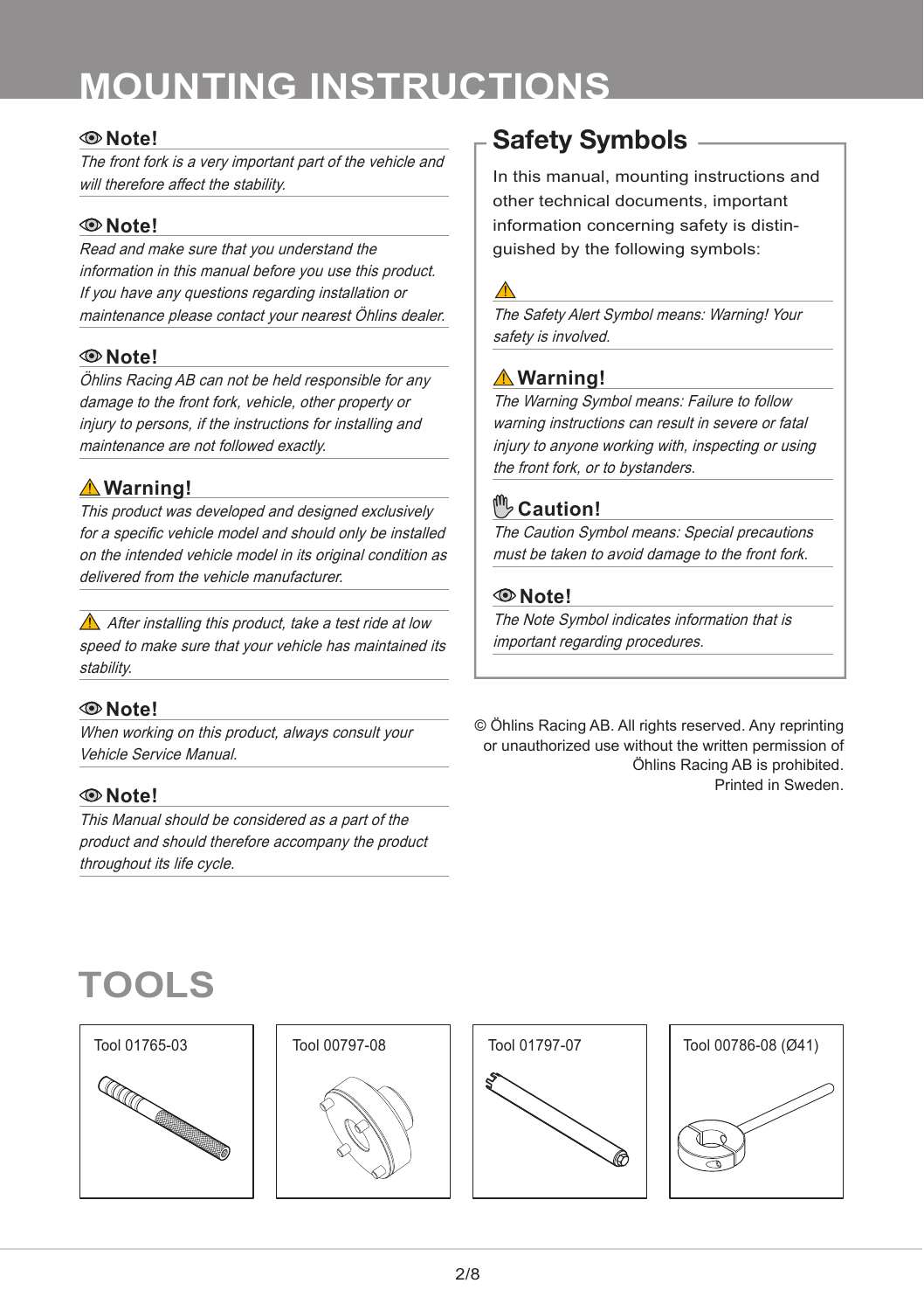# MOUNTING INSTRUCTIONS

**Note!**

*The front fork is a very important part of the vehicle and will therefore affect the stability.*

**Note!**

*Read and make sure that you understand the information in this manual before you use this product. If you have any questions regarding installation or maintenance please contact your nearest Öhlins dealer.*

**Note!**

*Öhlins Racing AB can not be held responsible for any damage to the front fork, vehicle, other property or injury to persons, if the instructions for installing and maintenance are not followed exactly.*

**⚠ Warning!**

*This product was developed and designed exclusively for a specific vehicle model and should only be installed on the intended vehicle model in its original condition as delivered from the vehicle manufacturer.*

⚠ *After installing this product, take a test ride at low speed to make sure that your vehicle has maintained its stability.*

**Note!**

*When working on this product, always consult your Vehicle Service Manual.*

**Note!**

*This Manual should be considered as a part of the product and should therefore accompany the product throughout its life cycle.*

## Safety Symbols

In this manual, mounting instructions and other technical documents, important information concerning safety is distinguished by the following symbols:

⚠

*The Safety Alert Symbol means: Warning! Your safety is involved.*

**⚠ Warning!**

*The Warning Symbol means: Failure to follow warning instructions can result in severe or fatal injury to anyone working with, inspecting or using the front fork, or to bystanders.*

**Caution!**

*The Caution Symbol means: Special precautions must be taken to avoid damage to the front fork.*

**Note!**

*The Note Symbol indicates information that is important regarding procedures.*

© Öhlins Racing AB. All rights reserved. Any reprinting or unauthorized use without the written permission of Öhlins Racing AB is prohibited.
Printed in Sweden.

# TOOLS

Tool 01765-03

Tool 00797-08

Tool 01797-07

Tool 00786-08 (Ø41)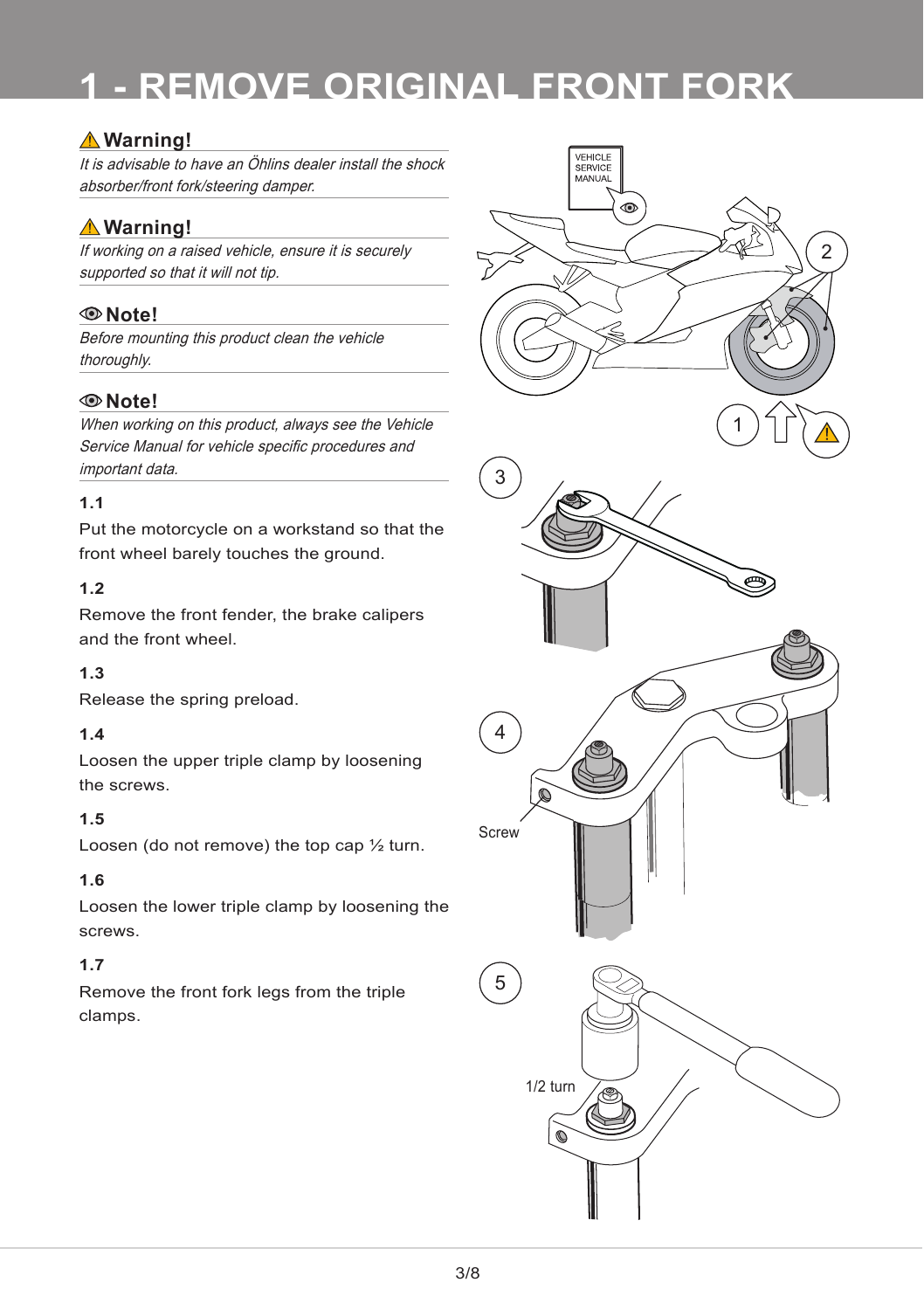# 1 - REMOVE ORIGINAL FRONT FORK

### ⚠ Warning!

*It is advisable to have an Öhlins dealer install the shock absorber/front fork/steering damper.*

### ⚠ Warning!

*If working on a raised vehicle, ensure it is securely supported so that it will not tip.*

### Note!

*Before mounting this product clean the vehicle thoroughly.*

### Note!

*When working on this product, always see the Vehicle Service Manual for vehicle specific procedures and important data.*

**1.1**

Put the motorcycle on a workstand so that the front wheel barely touches the ground.

**1.2**

Remove the front fender, the brake calipers and the front wheel.

**1.3**

Release the spring preload.

**1.4**

Loosen the upper triple clamp by loosening the screws.

**1.5**

Loosen (do not remove) the top cap ½ turn.

**1.6**

Loosen the lower triple clamp by loosening the screws.

**1.7**

Remove the front fork legs from the triple clamps.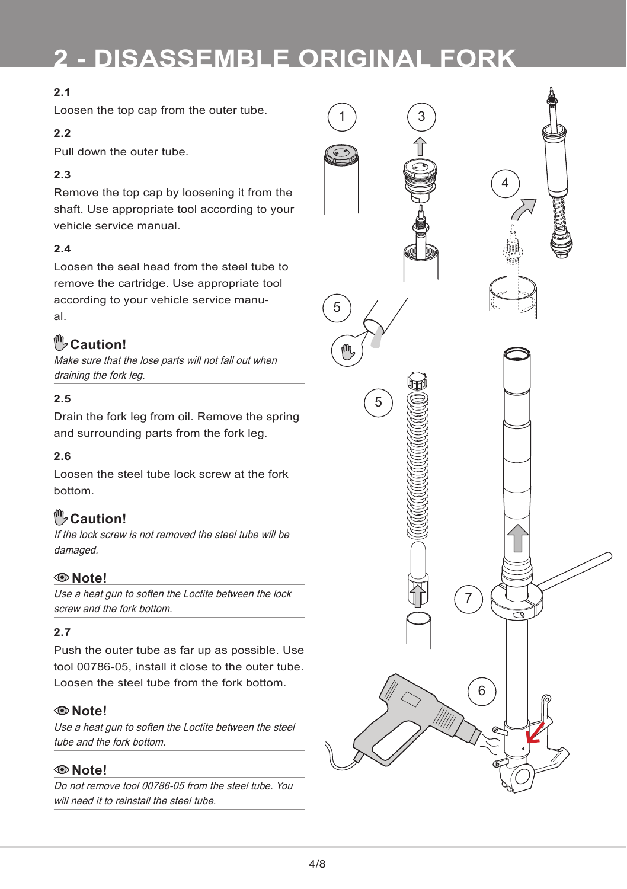# 2 - DISASSEMBLE ORIGINAL FORK

**2.1**

Loosen the top cap from the outer tube.

**2.2**

Pull down the outer tube.

**2.3**

Remove the top cap by loosening it from the shaft. Use appropriate tool according to your vehicle service manual.

**2.4**

Loosen the seal head from the steel tube to remove the cartridge. Use appropriate tool according to your vehicle service manual.

**Caution!**

*Make sure that the lose parts will not fall out when draining the fork leg.*

**2.5**

Drain the fork leg from oil. Remove the spring and surrounding parts from the fork leg.

**2.6**

Loosen the steel tube lock screw at the fork bottom.

**Caution!**

*If the lock screw is not removed the steel tube will be damaged.*

**Note!**

*Use a heat gun to soften the Loctite between the lock screw and the fork bottom.*

**2.7**

Push the outer tube as far up as possible. Use tool 00786-05, install it close to the outer tube. Loosen the steel tube from the fork bottom.

**Note!**

*Use a heat gun to soften the Loctite between the steel tube and the fork bottom.*

**Note!**

*Do not remove tool 00786-05 from the steel tube. You will need it to reinstall the steel tube.*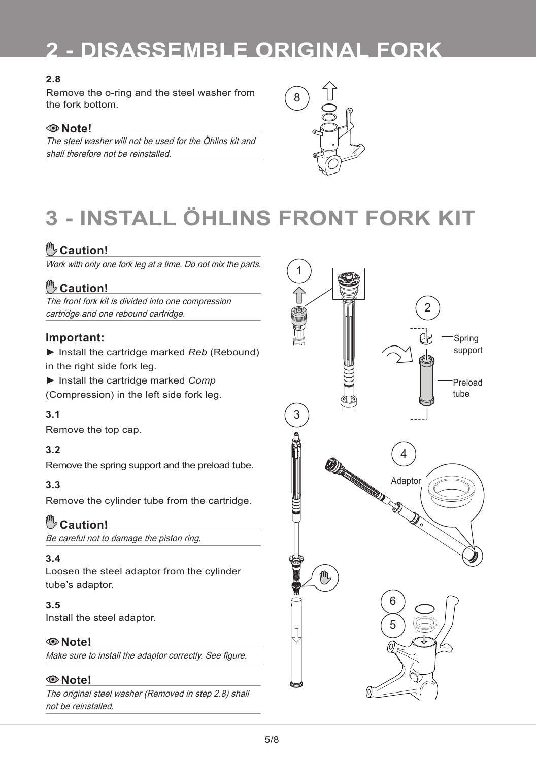# 2 - DISASSEMBLE ORIGINAL FORK

### 2.8

Remove the o-ring and the steel washer from the fork bottom.

**Note!**

*The steel washer will not be used for the Öhlins kit and shall therefore not be reinstalled.*

# 3 - INSTALL ÖHLINS FRONT FORK KIT

**Caution!**

*Work with only one fork leg at a time. Do not mix the parts.*

**Caution!**

*The front fork kit is divided into one compression cartridge and one rebound cartridge.*

**Important:**

► Install the cartridge marked *Reb* (Rebound) in the right side fork leg.

► Install the cartridge marked *Comp* (Compression) in the left side fork leg.

### 3.1

Remove the top cap.

### 3.2

Remove the spring support and the preload tube.

### 3.3

Remove the cylinder tube from the cartridge.

**Caution!**

*Be careful not to damage the piston ring.*

### 3.4

Loosen the steel adaptor from the cylinder tube's adaptor.

### 3.5

Install the steel adaptor.

**Note!**

*Make sure to install the adaptor correctly. See figure.*

**Note!**

*The original steel washer (Removed in step 2.8) shall not be reinstalled.*

Spring support

Preload tube

Adaptor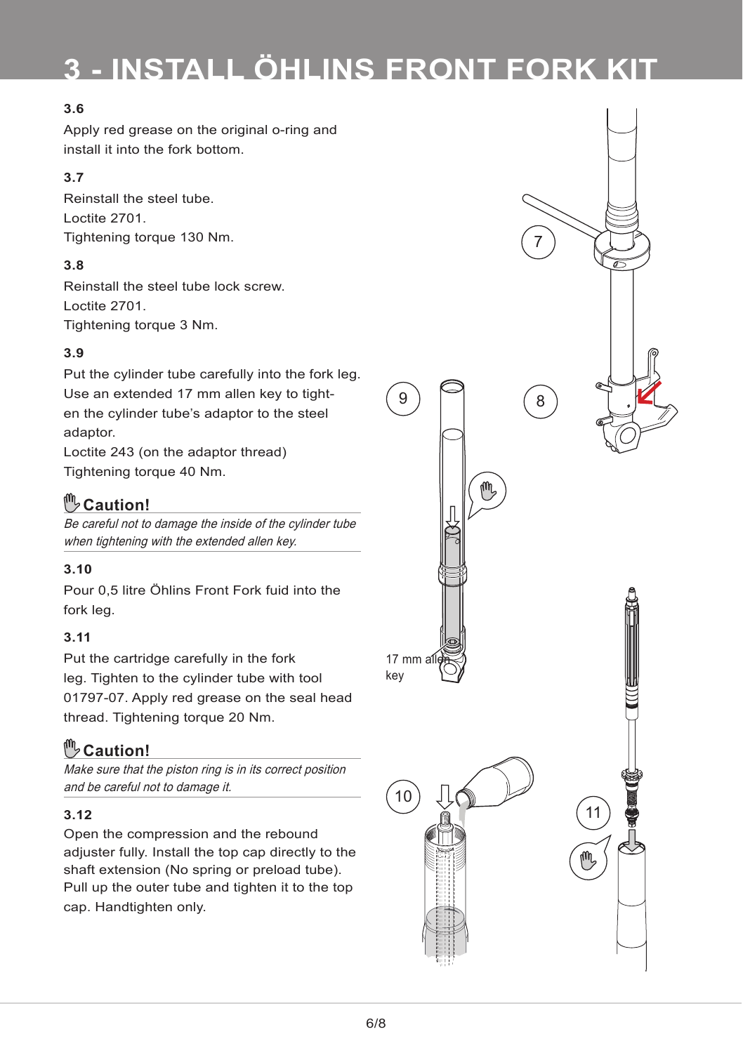# 3 - INSTALL ÖHLINS FRONT FORK KIT

### 3.6

Apply red grease on the original o-ring and install it into the fork bottom.

### 3.7

Reinstall the steel tube.
Loctite 2701.
Tightening torque 130 Nm.

### 3.8

Reinstall the steel tube lock screw.
Loctite 2701.
Tightening torque 3 Nm.

### 3.9

Put the cylinder tube carefully into the fork leg. Use an extended 17 mm allen key to tighten the cylinder tube's adaptor to the steel adaptor.
Loctite 243 (on the adaptor thread)
Tightening torque 40 Nm.

**Caution!**

*Be careful not to damage the inside of the cylinder tube when tightening with the extended allen key.*

### 3.10

Pour 0,5 litre Öhlins Front Fork fuid into the fork leg.

### 3.11

Put the cartridge carefully in the fork leg. Tighten to the cylinder tube with tool 01797-07. Apply red grease on the seal head thread. Tightening torque 20 Nm.

**Caution!**

*Make sure that the piston ring is in its correct position and be careful not to damage it.*

### 3.12

Open the compression and the rebound adjuster fully. Install the top cap directly to the shaft extension (No spring or preload tube). Pull up the outer tube and tighten it to the top cap. Handtighten only.

7

9

8

17 mm allen key

10

11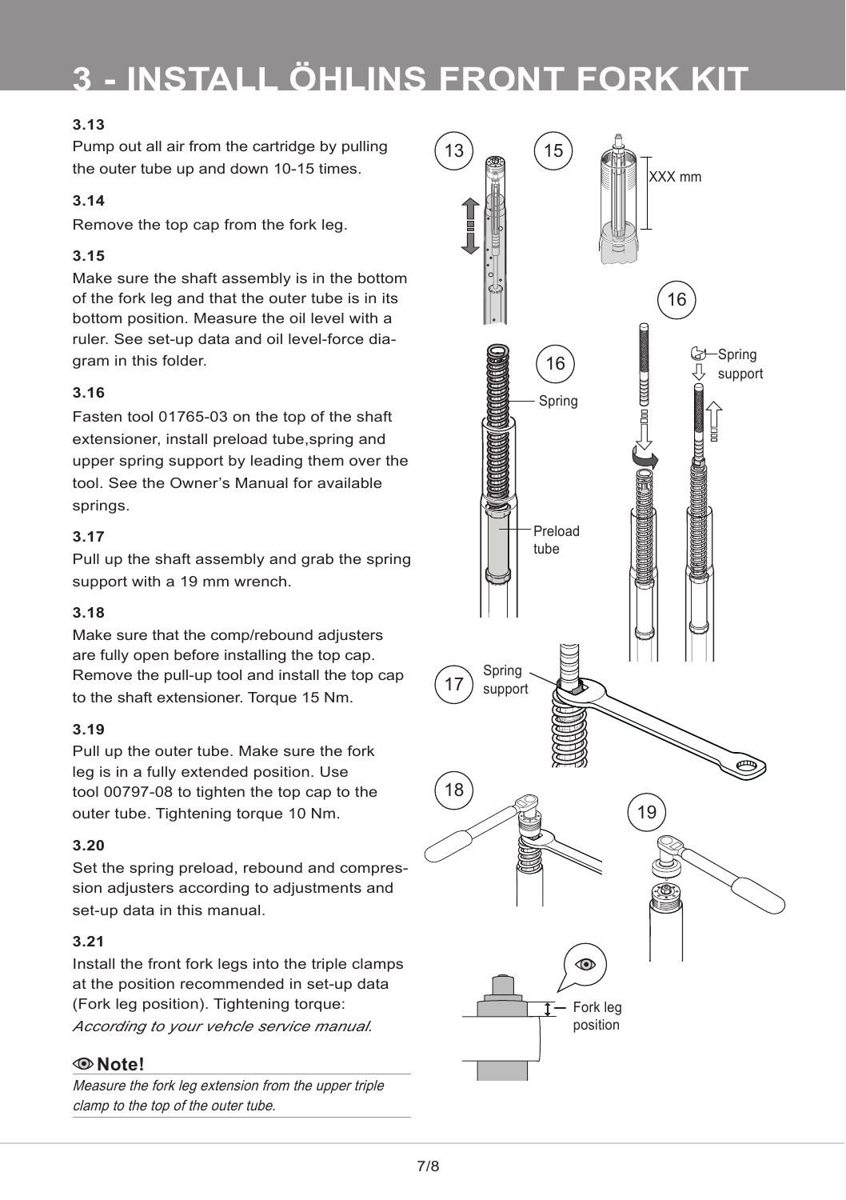# 3 - INSTALL ÖHLINS FRONT FORK KIT

### 3.13

Pump out all air from the cartridge by pulling the outer tube up and down 10-15 times.

### 3.14

Remove the top cap from the fork leg.

### 3.15

Make sure the shaft assembly is in the bottom of the fork leg and that the outer tube is in its bottom position. Measure the oil level with a ruler. See set-up data and oil level-force diagram in this folder.

### 3.16

Fasten tool 01765-03 on the top of the shaft extensioner, install preload tube,spring and upper spring support by leading them over the tool. See the Owner's Manual for available springs.

### 3.17

Pull up the shaft assembly and grab the spring support with a 19 mm wrench.

### 3.18

Make sure that the comp/rebound adjusters are fully open before installing the top cap. Remove the pull-up tool and install the top cap to the shaft extensioner. Torque 15 Nm.

### 3.19

Pull up the outer tube. Make sure the fork leg is in a fully extended position. Use tool 00797-08 to tighten the top cap to the outer tube. Tightening torque 10 Nm.

### 3.20

Set the spring preload, rebound and compression adjusters according to adjustments and set-up data in this manual.

### 3.21

Install the front fork legs into the triple clamps at the position recommended in set-up data (Fork leg position). Tightening torque: *According to your vehcle service manual.*

**Note!**

*Measure the fork leg extension from the upper triple clamp to the top of the outer tube.*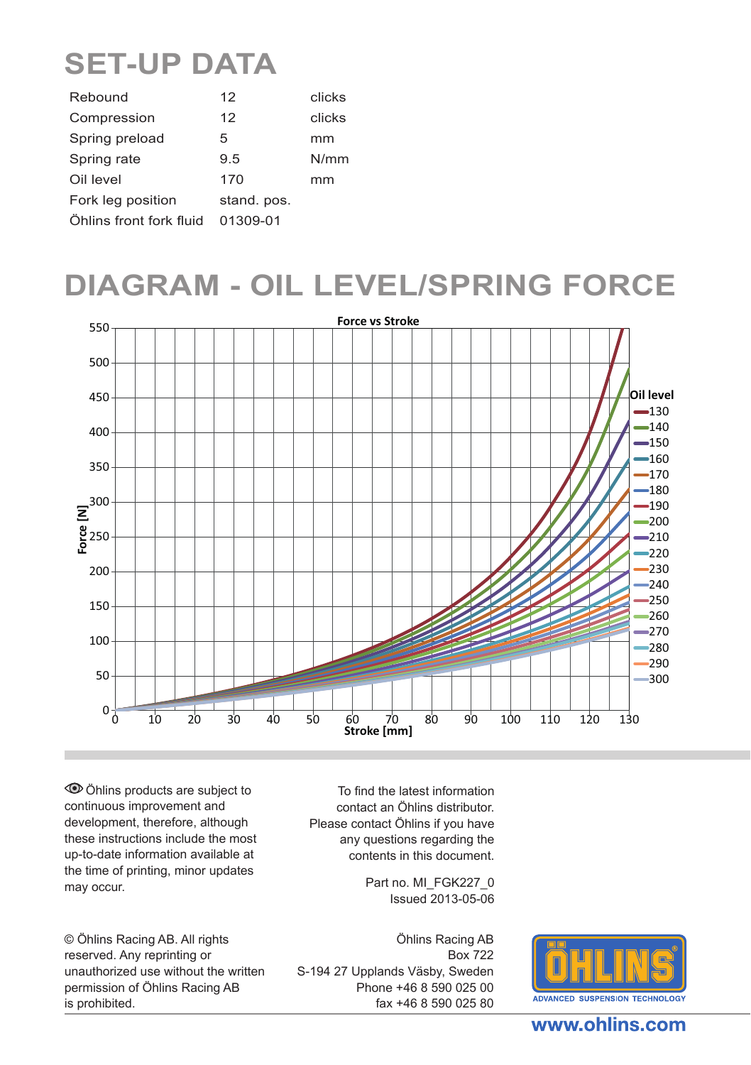# SET-UP DATA

| | | |
|---|---|---|
| Rebound | 12 | clicks |
| Compression | 12 | clicks |
| Spring preload | 5 | mm |
| Spring rate | 9.5 | N/mm |
| Oil level | 170 | mm |
| Fork leg position | stand. pos. | |
| Öhlins front fork fluid | 01309-01 | |

# DIAGRAM - OIL LEVEL/SPRING FORCE

Force vs Stroke

Force [N]

550
500
450
400
350
300
250
200
150
100
50
0

0 10 20 30 40 50 60 70 80 90 100 110 120 130

Stroke [mm]

Oil level
130
140
150
160
170
180
190
200
210
220
230
240
250
260
270
280
290
300

Öhlins products are subject to continuous improvement and development, therefore, although these instructions include the most up-to-date information available at the time of printing, minor updates may occur.

To find the latest information contact an Öhlins distributor. Please contact Öhlins if you have any questions regarding the contents in this document.

Part no. MI_FGK227_0
Issued 2013-05-06

© Öhlins Racing AB. All rights reserved. Any reprinting or unauthorized use without the written permission of Öhlins Racing AB is prohibited.

Öhlins Racing AB
Box 722
S-194 27 Upplands Väsby, Sweden
Phone +46 8 590 025 00
fax +46 8 590 025 80

ÖHLINS
ADVANCED SUSPENSION TECHNOLOGY

www.ohlins.com